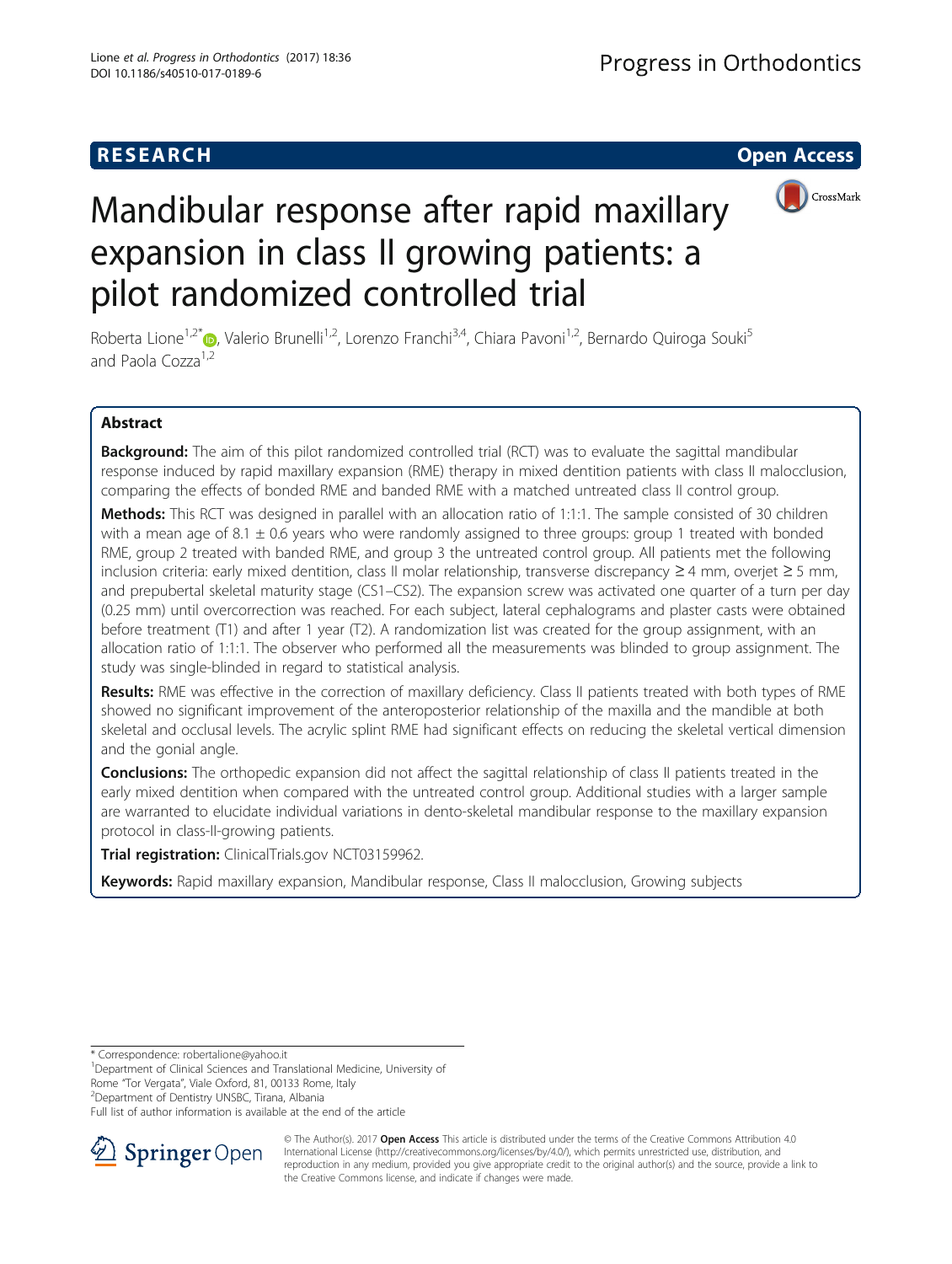RESEARCH

Open Access

# Mandibular response after rapid maxillary expansion in class II growing patients: a pilot randomized controlled trial

Roberta Lione[1,2*], Valerio Brunelli[1,2], Lorenzo Franchi[3,4], Chiara Pavoni[1,2], Bernardo Quiroga Souki[5] and Paola Cozza[1,2]

## Abstract

**Background:** The aim of this pilot randomized controlled trial (RCT) was to evaluate the sagittal mandibular response induced by rapid maxillary expansion (RME) therapy in mixed dentition patients with class II malocclusion, comparing the effects of bonded RME and banded RME with a matched untreated class II control group.

**Methods:** This RCT was designed in parallel with an allocation ratio of 1:1:1. The sample consisted of 30 children with a mean age of 8.1 ± 0.6 years who were randomly assigned to three groups: group 1 treated with bonded RME, group 2 treated with banded RME, and group 3 the untreated control group. All patients met the following inclusion criteria: early mixed dentition, class II molar relationship, transverse discrepancy ≥ 4 mm, overjet ≥ 5 mm, and prepubertal skeletal maturity stage (CS1–CS2). The expansion screw was activated one quarter of a turn per day (0.25 mm) until overcorrection was reached. For each subject, lateral cephalograms and plaster casts were obtained before treatment (T1) and after 1 year (T2). A randomization list was created for the group assignment, with an allocation ratio of 1:1:1. The observer who performed all the measurements was blinded to group assignment. The study was single-blinded in regard to statistical analysis.

**Results:** RME was effective in the correction of maxillary deficiency. Class II patients treated with both types of RME showed no significant improvement of the anteroposterior relationship of the maxilla and the mandible at both skeletal and occlusal levels. The acrylic splint RME had significant effects on reducing the skeletal vertical dimension and the gonial angle.

**Conclusions:** The orthopedic expansion did not affect the sagittal relationship of class II patients treated in the early mixed dentition when compared with the untreated control group. Additional studies with a larger sample are warranted to elucidate individual variations in dento-skeletal mandibular response to the maxillary expansion protocol in class-II-growing patients.

**Trial registration:** ClinicalTrials.gov NCT03159962.

**Keywords:** Rapid maxillary expansion, Mandibular response, Class II malocclusion, Growing subjects

---

* Correspondence: robertalione@yahoo.it
[1]Department of Clinical Sciences and Translational Medicine, University of Rome "Tor Vergata", Viale Oxford, 81, 00133 Rome, Italy
[2]Department of Dentistry UNSBC, Tirana, Albania
Full list of author information is available at the end of the article

© The Author(s). 2017 **Open Access** This article is distributed under the terms of the Creative Commons Attribution 4.0 International License (http://creativecommons.org/licenses/by/4.0/), which permits unrestricted use, distribution, and reproduction in any medium, provided you give appropriate credit to the original author(s) and the source, provide a link to the Creative Commons license, and indicate if changes were made.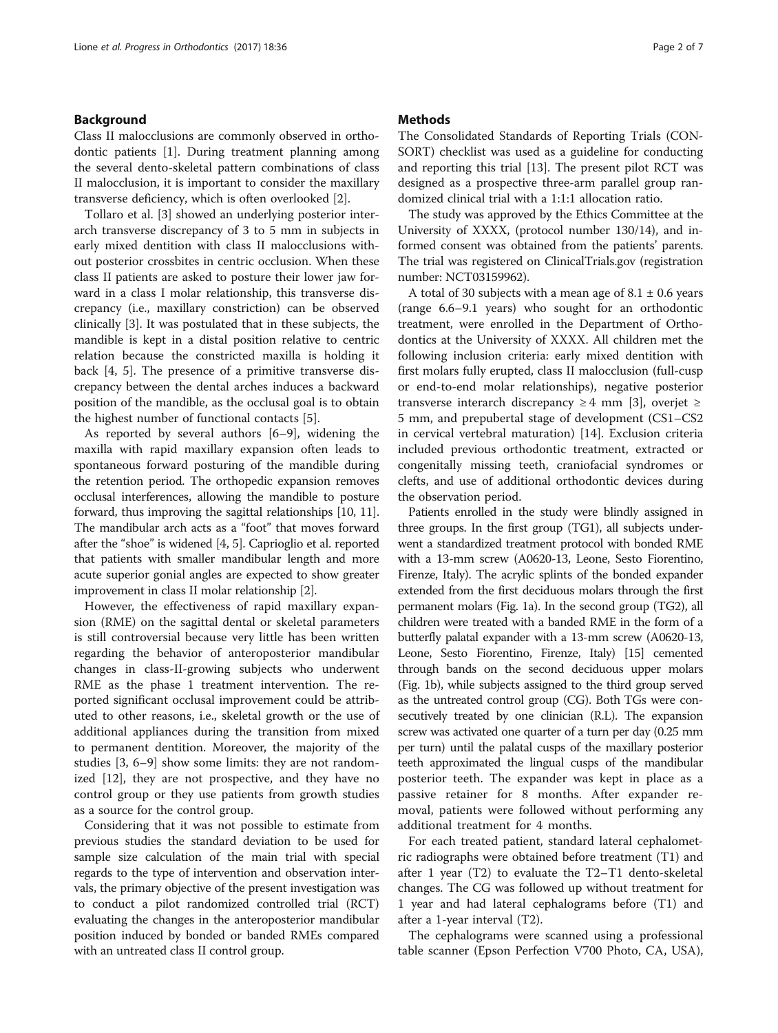## Background

Class II malocclusions are commonly observed in orthodontic patients [1]. During treatment planning among the several dento-skeletal pattern combinations of class II malocclusion, it is important to consider the maxillary transverse deficiency, which is often overlooked [2].

Tollaro et al. [3] showed an underlying posterior interarch transverse discrepancy of 3 to 5 mm in subjects in early mixed dentition with class II malocclusions without posterior crossbites in centric occlusion. When these class II patients are asked to posture their lower jaw forward in a class I molar relationship, this transverse discrepancy (i.e., maxillary constriction) can be observed clinically [3]. It was postulated that in these subjects, the mandible is kept in a distal position relative to centric relation because the constricted maxilla is holding it back [4, 5]. The presence of a primitive transverse discrepancy between the dental arches induces a backward position of the mandible, as the occlusal goal is to obtain the highest number of functional contacts [5].

As reported by several authors [6–9], widening the maxilla with rapid maxillary expansion often leads to spontaneous forward posturing of the mandible during the retention period. The orthopedic expansion removes occlusal interferences, allowing the mandible to posture forward, thus improving the sagittal relationships [10, 11]. The mandibular arch acts as a "foot" that moves forward after the "shoe" is widened [4, 5]. Caprioglio et al. reported that patients with smaller mandibular length and more acute superior gonial angles are expected to show greater improvement in class II molar relationship [2].

However, the effectiveness of rapid maxillary expansion (RME) on the sagittal dental or skeletal parameters is still controversial because very little has been written regarding the behavior of anteroposterior mandibular changes in class-II-growing subjects who underwent RME as the phase 1 treatment intervention. The reported significant occlusal improvement could be attributed to other reasons, i.e., skeletal growth or the use of additional appliances during the transition from mixed to permanent dentition. Moreover, the majority of the studies [3, 6–9] show some limits: they are not randomized [12], they are not prospective, and they have no control group or they use patients from growth studies as a source for the control group.

Considering that it was not possible to estimate from previous studies the standard deviation to be used for sample size calculation of the main trial with special regards to the type of intervention and observation intervals, the primary objective of the present investigation was to conduct a pilot randomized controlled trial (RCT) evaluating the changes in the anteroposterior mandibular position induced by bonded or banded RMEs compared with an untreated class II control group.

## Methods

The Consolidated Standards of Reporting Trials (CONSORT) checklist was used as a guideline for conducting and reporting this trial [13]. The present pilot RCT was designed as a prospective three-arm parallel group randomized clinical trial with a 1:1:1 allocation ratio.

The study was approved by the Ethics Committee at the University of XXXX, (protocol number 130/14), and informed consent was obtained from the patients' parents. The trial was registered on ClinicalTrials.gov (registration number: NCT03159962).

A total of 30 subjects with a mean age of 8.1 ± 0.6 years (range 6.6–9.1 years) who sought for an orthodontic treatment, were enrolled in the Department of Orthodontics at the University of XXXX. All children met the following inclusion criteria: early mixed dentition with first molars fully erupted, class II malocclusion (full-cusp or end-to-end molar relationships), negative posterior transverse interarch discrepancy ≥ 4 mm [3], overjet ≥ 5 mm, and prepubertal stage of development (CS1–CS2 in cervical vertebral maturation) [14]. Exclusion criteria included previous orthodontic treatment, extracted or congenitally missing teeth, craniofacial syndromes or clefts, and use of additional orthodontic devices during the observation period.

Patients enrolled in the study were blindly assigned in three groups. In the first group (TG1), all subjects underwent a standardized treatment protocol with bonded RME with a 13-mm screw (A0620-13, Leone, Sesto Fiorentino, Firenze, Italy). The acrylic splints of the bonded expander extended from the first deciduous molars through the first permanent molars (Fig. 1a). In the second group (TG2), all children were treated with a banded RME in the form of a butterfly palatal expander with a 13-mm screw (A0620-13, Leone, Sesto Fiorentino, Firenze, Italy) [15] cemented through bands on the second deciduous upper molars (Fig. 1b), while subjects assigned to the third group served as the untreated control group (CG). Both TGs were consecutively treated by one clinician (R.L). The expansion screw was activated one quarter of a turn per day (0.25 mm per turn) until the palatal cusps of the maxillary posterior teeth approximated the lingual cusps of the mandibular posterior teeth. The expander was kept in place as a passive retainer for 8 months. After expander removal, patients were followed without performing any additional treatment for 4 months.

For each treated patient, standard lateral cephalometric radiographs were obtained before treatment (T1) and after 1 year (T2) to evaluate the T2–T1 dento-skeletal changes. The CG was followed up without treatment for 1 year and had lateral cephalograms before (T1) and after a 1-year interval (T2).

The cephalograms were scanned using a professional table scanner (Epson Perfection V700 Photo, CA, USA),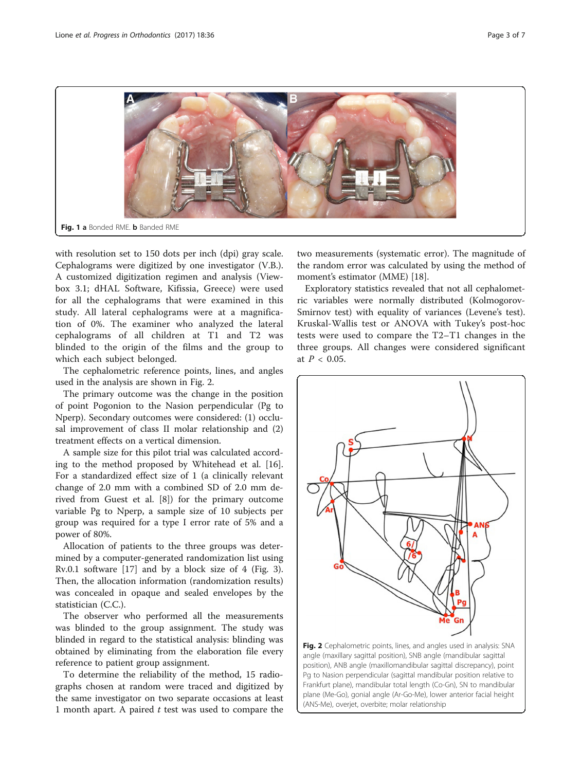Fig. 1 **a** Bonded RME. **b** Banded RME

with resolution set to 150 dots per inch (dpi) gray scale. Cephalograms were digitized by one investigator (V.B.). A customized digitization regimen and analysis (Viewbox 3.1; dHAL Software, Kifissia, Greece) were used for all the cephalograms that were examined in this study. All lateral cephalograms were at a magnification of 0%. The examiner who analyzed the lateral cephalograms of all children at T1 and T2 was blinded to the origin of the films and the group to which each subject belonged.

The cephalometric reference points, lines, and angles used in the analysis are shown in Fig. 2.

The primary outcome was the change in the position of point Pogonion to the Nasion perpendicular (Pg to Nperp). Secondary outcomes were considered: (1) occlusal improvement of class II molar relationship and (2) treatment effects on a vertical dimension.

A sample size for this pilot trial was calculated according to the method proposed by Whitehead et al. [16]. For a standardized effect size of 1 (a clinically relevant change of 2.0 mm with a combined SD of 2.0 mm derived from Guest et al. [8]) for the primary outcome variable Pg to Nperp, a sample size of 10 subjects per group was required for a type I error rate of 5% and a power of 80%.

Allocation of patients to the three groups was determined by a computer-generated randomization list using Rv.0.1 software [17] and by a block size of 4 (Fig. 3). Then, the allocation information (randomization results) was concealed in opaque and sealed envelopes by the statistician (C.C.).

The observer who performed all the measurements was blinded to the group assignment. The study was blinded in regard to the statistical analysis: blinding was obtained by eliminating from the elaboration file every reference to patient group assignment.

To determine the reliability of the method, 15 radiographs chosen at random were traced and digitized by the same investigator on two separate occasions at least 1 month apart. A paired *t* test was used to compare the two measurements (systematic error). The magnitude of the random error was calculated by using the method of moment's estimator (MME) [18].

Exploratory statistics revealed that not all cephalometric variables were normally distributed (Kolmogorov-Smirnov test) with equality of variances (Levene's test). Kruskal-Wallis test or ANOVA with Tukey's post-hoc tests were used to compare the T2–T1 changes in the three groups. All changes were considered significant at $P < 0.05$.

Fig. 2 Cephalometric points, lines, and angles used in analysis: SNA angle (maxillary sagittal position), SNB angle (mandibular sagittal position), ANB angle (maxillomandibular sagittal discrepancy), point Pg to Nasion perpendicular (sagittal mandibular position relative to Frankfurt plane), mandibular total length (Co-Gn), SN to mandibular plane (Me-Go), gonial angle (Ar-Go-Me), lower anterior facial height (ANS-Me), overjet, overbite; molar relationship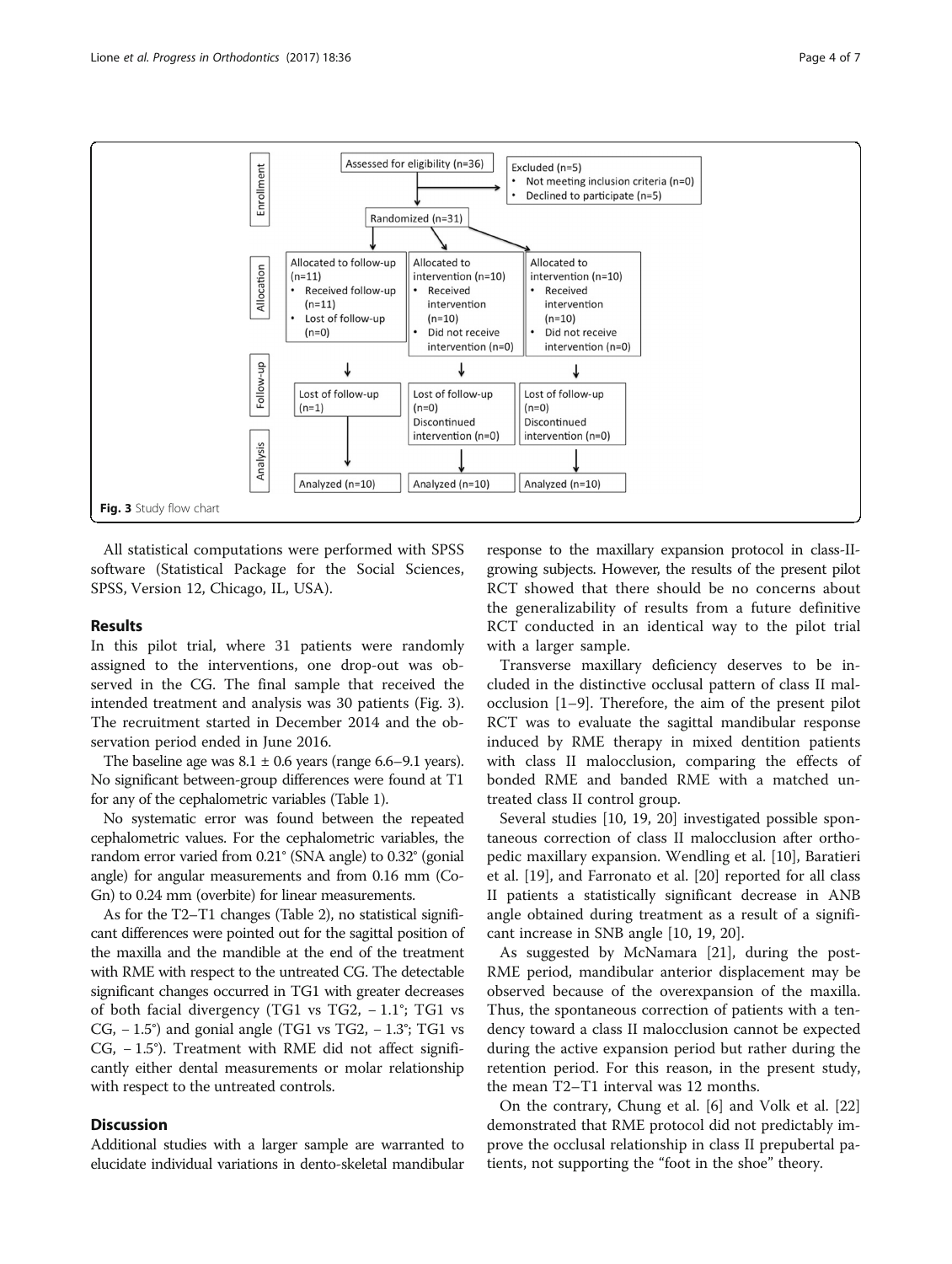Assessed for eligibility (n=36)

Excluded (n=5)
- Not meeting inclusion criteria (n=0)
- Declined to participate (n=5)

Randomized (n=31)

| | | | |
|---|---|---|---|
| Enrollment | Assessed for eligibility (n=36); Excluded (n=5): Not meeting inclusion criteria (n=0), Declined to participate (n=5); Randomized (n=31) | | |
| Allocation | Allocated to follow-up (n=11) • Received follow-up (n=11) • Lost of follow-up (n=0) | Allocated to intervention (n=10) • Received intervention (n=10) • Did not receive intervention (n=0) | Allocated to intervention (n=10) • Received intervention (n=10) • Did not receive intervention (n=0) |
| Follow-up | Lost of follow-up (n=1) | Lost of follow-up (n=0) Discontinued intervention (n=0) | Lost of follow-up (n=0) Discontinued intervention (n=0) |
| Analysis | Analyzed (n=10) | Analyzed (n=10) | Analyzed (n=10) |

**Fig. 3** Study flow chart

All statistical computations were performed with SPSS software (Statistical Package for the Social Sciences, SPSS, Version 12, Chicago, IL, USA).

## Results

In this pilot trial, where 31 patients were randomly assigned to the interventions, one drop-out was observed in the CG. The final sample that received the intended treatment and analysis was 30 patients (Fig. 3). The recruitment started in December 2014 and the observation period ended in June 2016.

The baseline age was 8.1 ± 0.6 years (range 6.6–9.1 years). No significant between-group differences were found at T1 for any of the cephalometric variables (Table 1).

No systematic error was found between the repeated cephalometric values. For the cephalometric variables, the random error varied from 0.21° (SNA angle) to 0.32° (gonial angle) for angular measurements and from 0.16 mm (Co-Gn) to 0.24 mm (overbite) for linear measurements.

As for the T2–T1 changes (Table 2), no statistical significant differences were pointed out for the sagittal position of the maxilla and the mandible at the end of the treatment with RME with respect to the untreated CG. The detectable significant changes occurred in TG1 with greater decreases of both facial divergency (TG1 vs TG2, − 1.1°; TG1 vs CG, − 1.5°) and gonial angle (TG1 vs TG2, − 1.3°; TG1 vs CG, − 1.5°). Treatment with RME did not affect significantly either dental measurements or molar relationship with respect to the untreated controls.

## Discussion

Additional studies with a larger sample are warranted to elucidate individual variations in dento-skeletal mandibular response to the maxillary expansion protocol in class-II-growing subjects. However, the results of the present pilot RCT showed that there should be no concerns about the generalizability of results from a future definitive RCT conducted in an identical way to the pilot trial with a larger sample.

Transverse maxillary deficiency deserves to be included in the distinctive occlusal pattern of class II malocclusion [1–9]. Therefore, the aim of the present pilot RCT was to evaluate the sagittal mandibular response induced by RME therapy in mixed dentition patients with class II malocclusion, comparing the effects of bonded RME and banded RME with a matched untreated class II control group.

Several studies [10, 19, 20] investigated possible spontaneous correction of class II malocclusion after orthopedic maxillary expansion. Wendling et al. [10], Baratieri et al. [19], and Farronato et al. [20] reported for all class II patients a statistically significant decrease in ANB angle obtained during treatment as a result of a significant increase in SNB angle [10, 19, 20].

As suggested by McNamara [21], during the post-RME period, mandibular anterior displacement may be observed because of the overexpansion of the maxilla. Thus, the spontaneous correction of patients with a tendency toward a class II malocclusion cannot be expected during the active expansion period but rather during the retention period. For this reason, in the present study, the mean T2–T1 interval was 12 months.

On the contrary, Chung et al. [6] and Volk et al. [22] demonstrated that RME protocol did not predictably improve the occlusal relationship in class II prepubertal patients, not supporting the "foot in the shoe" theory.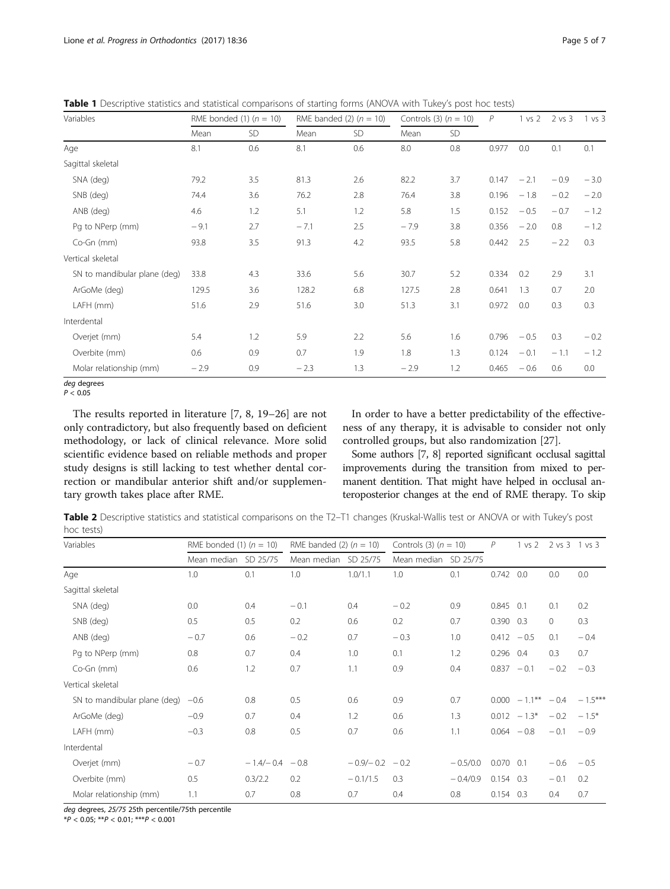**Table 1** Descriptive statistics and statistical comparisons of starting forms (ANOVA with Tukey's post hoc tests)

| Variables | RME bonded (1) ($n$ = 10) | | RME banded (2) ($n$ = 10) | | Controls (3) ($n$ = 10) | | $P$ | 1 vs 2 | 2 vs 3 | 1 vs 3 |
|---|---|---|---|---|---|---|---|---|---|---|
| | Mean | SD | Mean | SD | Mean | SD | | | | |
| Age | 8.1 | 0.6 | 8.1 | 0.6 | 8.0 | 0.8 | 0.977 | 0.0 | 0.1 | 0.1 |
| Sagittal skeletal | | | | | | | | | | |
| SNA (deg) | 79.2 | 3.5 | 81.3 | 2.6 | 82.2 | 3.7 | 0.147 | − 2.1 | − 0.9 | − 3.0 |
| SNB (deg) | 74.4 | 3.6 | 76.2 | 2.8 | 76.4 | 3.8 | 0.196 | − 1.8 | − 0.2 | − 2.0 |
| ANB (deg) | 4.6 | 1.2 | 5.1 | 1.2 | 5.8 | 1.5 | 0.152 | − 0.5 | − 0.7 | − 1.2 |
| Pg to NPerp (mm) | − 9.1 | 2.7 | − 7.1 | 2.5 | − 7.9 | 3.8 | 0.356 | − 2.0 | 0.8 | − 1.2 |
| Co-Gn (mm) | 93.8 | 3.5 | 91.3 | 4.2 | 93.5 | 5.8 | 0.442 | 2.5 | − 2.2 | 0.3 |
| Vertical skeletal | | | | | | | | | | |
| SN to mandibular plane (deg) | 33.8 | 4.3 | 33.6 | 5.6 | 30.7 | 5.2 | 0.334 | 0.2 | 2.9 | 3.1 |
| ArGoMe (deg) | 129.5 | 3.6 | 128.2 | 6.8 | 127.5 | 2.8 | 0.641 | 1.3 | 0.7 | 2.0 |
| LAFH (mm) | 51.6 | 2.9 | 51.6 | 3.0 | 51.3 | 3.1 | 0.972 | 0.0 | 0.3 | 0.3 |
| Interdental | | | | | | | | | | |
| Overjet (mm) | 5.4 | 1.2 | 5.9 | 2.2 | 5.6 | 1.6 | 0.796 | − 0.5 | 0.3 | − 0.2 |
| Overbite (mm) | 0.6 | 0.9 | 0.7 | 1.9 | 1.8 | 1.3 | 0.124 | − 0.1 | − 1.1 | − 1.2 |
| Molar relationship (mm) | − 2.9 | 0.9 | − 2.3 | 1.3 | − 2.9 | 1.2 | 0.465 | − 0.6 | 0.6 | 0.0 |

*deg* degrees
$P < 0.05$

The results reported in literature [7, 8, 19–26] are not only contradictory, but also frequently based on deficient methodology, or lack of clinical relevance. More solid scientific evidence based on reliable methods and proper study designs is still lacking to test whether dental correction or mandibular anterior shift and/or supplementary growth takes place after RME.

In order to have a better predictability of the effectiveness of any therapy, it is advisable to consider not only controlled groups, but also randomization [27].

Some authors [7, 8] reported significant occlusal sagittal improvements during the transition from mixed to permanent dentition. That might have helped in occlusal anteroposterior changes at the end of RME therapy. To skip

**Table 2** Descriptive statistics and statistical comparisons on the T2–T1 changes (Kruskal-Wallis test or ANOVA or with Tukey's post hoc tests)

| Variables | RME bonded (1) ($n$ = 10) | | RME banded (2) ($n$ = 10) | | Controls (3) ($n$ = 10) | | $P$ | 1 vs 2 | 2 vs 3 | 1 vs 3 |
|---|---|---|---|---|---|---|---|---|---|---|
| | Mean median | SD 25/75 | Mean median | SD 25/75 | Mean median | SD 25/75 | | | | |
| Age | 1.0 | 0.1 | 1.0 | 1.0/1.1 | 1.0 | 0.1 | 0.742 | 0.0 | 0.0 | 0.0 |
| Sagittal skeletal | | | | | | | | | | |
| SNA (deg) | 0.0 | 0.4 | − 0.1 | 0.4 | − 0.2 | 0.9 | 0.845 | 0.1 | 0.1 | 0.2 |
| SNB (deg) | 0.5 | 0.5 | 0.2 | 0.6 | 0.2 | 0.7 | 0.390 | 0.3 | 0 | 0.3 |
| ANB (deg) | − 0.7 | 0.6 | − 0.2 | 0.7 | − 0.3 | 1.0 | 0.412 | − 0.5 | 0.1 | − 0.4 |
| Pg to NPerp (mm) | 0.8 | 0.7 | 0.4 | 1.0 | 0.1 | 1.2 | 0.296 | 0.4 | 0.3 | 0.7 |
| Co-Gn (mm) | 0.6 | 1.2 | 0.7 | 1.1 | 0.9 | 0.4 | 0.837 | − 0.1 | − 0.2 | − 0.3 |
| Vertical skeletal | | | | | | | | | | |
| SN to mandibular plane (deg) | −0.6 | 0.8 | 0.5 | 0.6 | 0.9 | 0.7 | 0.000 | − 1.1** | − 0.4 | − 1.5*** |
| ArGoMe (deg) | −0.9 | 0.7 | 0.4 | 1.2 | 0.6 | 1.3 | 0.012 | − 1.3* | − 0.2 | − 1.5* |
| LAFH (mm) | −0.3 | 0.8 | 0.5 | 0.7 | 0.6 | 1.1 | 0.064 | − 0.8 | − 0.1 | − 0.9 |
| Interdental | | | | | | | | | | |
| Overjet (mm) | − 0.7 | − 1.4/− 0.4 | − 0.8 | − 0.9/− 0.2 | − 0.2 | − 0.5/0.0 | 0.070 | 0.1 | − 0.6 | − 0.5 |
| Overbite (mm) | 0.5 | 0.3/2.2 | 0.2 | − 0.1/1.5 | 0.3 | − 0.4/0.9 | 0.154 | 0.3 | − 0.1 | 0.2 |
| Molar relationship (mm) | 1.1 | 0.7 | 0.8 | 0.7 | 0.4 | 0.8 | 0.154 | 0.3 | 0.4 | 0.7 |

*deg* degrees, *25/75* 25th percentile/75th percentile
*$P < 0.05$; **$P < 0.01$; ***$P < 0.001$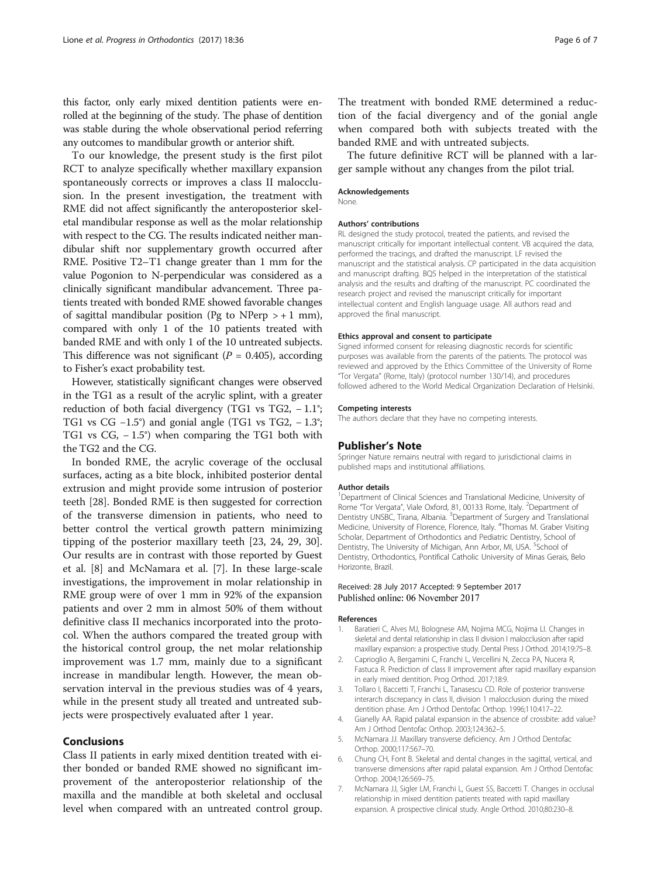this factor, only early mixed dentition patients were enrolled at the beginning of the study. The phase of dentition was stable during the whole observational period referring any outcomes to mandibular growth or anterior shift.

To our knowledge, the present study is the first pilot RCT to analyze specifically whether maxillary expansion spontaneously corrects or improves a class II malocclusion. In the present investigation, the treatment with RME did not affect significantly the anteroposterior skeletal mandibular response as well as the molar relationship with respect to the CG. The results indicated neither mandibular shift nor supplementary growth occurred after RME. Positive T2–T1 change greater than 1 mm for the value Pogonion to N-perpendicular was considered as a clinically significant mandibular advancement. Three patients treated with bonded RME showed favorable changes of sagittal mandibular position (Pg to NPerp > + 1 mm), compared with only 1 of the 10 patients treated with banded RME and with only 1 of the 10 untreated subjects. This difference was not significant ($P = 0.405$), according to Fisher's exact probability test.

However, statistically significant changes were observed in the TG1 as a result of the acrylic splint, with a greater reduction of both facial divergency (TG1 vs TG2, − 1.1°; TG1 vs CG −1.5°) and gonial angle (TG1 vs TG2, − 1.3°; TG1 vs CG, − 1.5°) when comparing the TG1 both with the TG2 and the CG.

In bonded RME, the acrylic coverage of the occlusal surfaces, acting as a bite block, inhibited posterior dental extrusion and might provide some intrusion of posterior teeth [28]. Bonded RME is then suggested for correction of the transverse dimension in patients, who need to better control the vertical growth pattern minimizing tipping of the posterior maxillary teeth [23, 24, 29, 30]. Our results are in contrast with those reported by Guest et al. [8] and McNamara et al. [7]. In these large-scale investigations, the improvement in molar relationship in RME group were of over 1 mm in 92% of the expansion patients and over 2 mm in almost 50% of them without definitive class II mechanics incorporated into the protocol. When the authors compared the treated group with the historical control group, the net molar relationship improvement was 1.7 mm, mainly due to a significant increase in mandibular length. However, the mean observation interval in the previous studies was of 4 years, while in the present study all treated and untreated subjects were prospectively evaluated after 1 year.

## Conclusions

Class II patients in early mixed dentition treated with either bonded or banded RME showed no significant improvement of the anteroposterior relationship of the maxilla and the mandible at both skeletal and occlusal level when compared with an untreated control group. The treatment with bonded RME determined a reduction of the facial divergency and of the gonial angle when compared both with subjects treated with the banded RME and with untreated subjects.

The future definitive RCT will be planned with a larger sample without any changes from the pilot trial.

#### Acknowledgements
None.

#### Authors' contributions
RL designed the study protocol, treated the patients, and revised the manuscript critically for important intellectual content. VB acquired the data, performed the tracings, and drafted the manuscript. LF revised the manuscript and the statistical analysis. CP participated in the data acquisition and manuscript drafting. BQS helped in the interpretation of the statistical analysis and the results and drafting of the manuscript. PC coordinated the research project and revised the manuscript critically for important intellectual content and English language usage. All authors read and approved the final manuscript.

#### Ethics approval and consent to participate
Signed informed consent for releasing diagnostic records for scientific purposes was available from the parents of the patients. The protocol was reviewed and approved by the Ethics Committee of the University of Rome "Tor Vergata" (Rome, Italy) (protocol number 130/14), and procedures followed adhered to the World Medical Organization Declaration of Helsinki.

#### Competing interests
The authors declare that they have no competing interests.

### Publisher's Note
Springer Nature remains neutral with regard to jurisdictional claims in published maps and institutional affiliations.

#### Author details
[1]Department of Clinical Sciences and Translational Medicine, University of Rome "Tor Vergata", Viale Oxford, 81, 00133 Rome, Italy. [2]Department of Dentistry UNSBC, Tirana, Albania. [3]Department of Surgery and Translational Medicine, University of Florence, Florence, Italy. [4]Thomas M. Graber Visiting Scholar, Department of Orthodontics and Pediatric Dentistry, School of Dentistry, The University of Michigan, Ann Arbor, MI, USA. [5]School of Dentistry, Orthodontics, Pontifical Catholic University of Minas Gerais, Belo Horizonte, Brazil.

Received: 28 July 2017 Accepted: 9 September 2017
Published online: 06 November 2017

#### References

1. Baratieri C, Alves MJ, Bolognese AM, Nojima MCG, Nojima LI. Changes in skeletal and dental relationship in class II division I malocclusion after rapid maxillary expansion: a prospective study. Dental Press J Orthod. 2014;19:75–8.
2. Caprioglio A, Bergamini C, Franchi L, Vercellini N, Zecca PA, Nucera R, Fastuca R. Prediction of class II improvement after rapid maxillary expansion in early mixed dentition. Prog Orthod. 2017;18:9.
3. Tollaro I, Baccetti T, Franchi L, Tanasescu CD. Role of posterior transverse interarch discrepancy in class II, division 1 malocclusion during the mixed dentition phase. Am J Orthod Dentofac Orthop. 1996;110:417–22.
4. Gianelly AA. Rapid palatal expansion in the absence of crossbite: add value? Am J Orthod Dentofac Orthop. 2003;124:362–5.
5. McNamara JJ. Maxillary transverse deficiency. Am J Orthod Dentofac Orthop. 2000;117:567–70.
6. Chung CH, Font B. Skeletal and dental changes in the sagittal, vertical, and transverse dimensions after rapid palatal expansion. Am J Orthod Dentofac Orthop. 2004;126:569–75.
7. McNamara JJ, Sigler LM, Franchi L, Guest SS, Baccetti T. Changes in occlusal relationship in mixed dentition patients treated with rapid maxillary expansion. A prospective clinical study. Angle Orthod. 2010;80:230–8.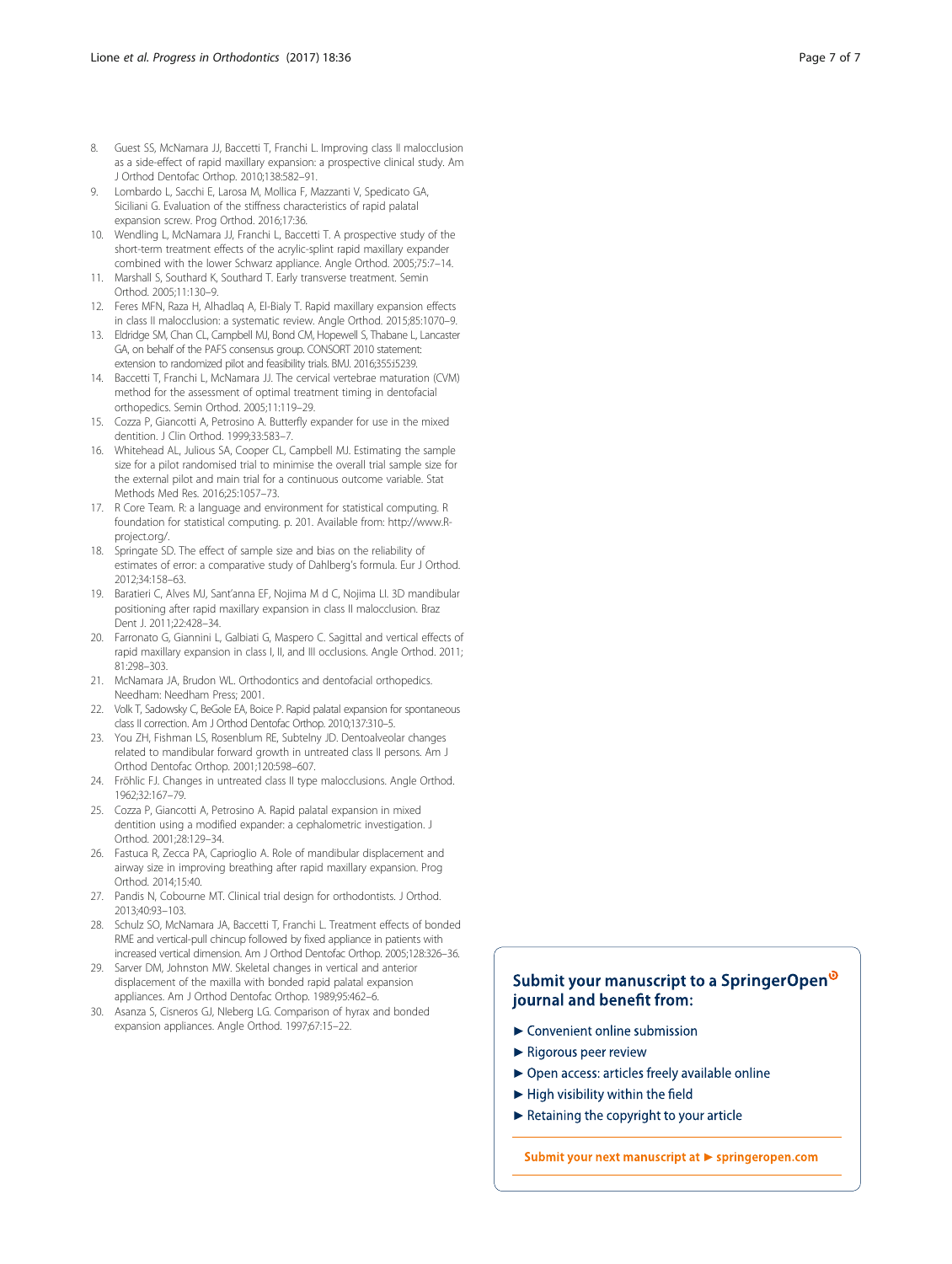8. Guest SS, McNamara JJ, Baccetti T, Franchi L. Improving class II malocclusion as a side-effect of rapid maxillary expansion: a prospective clinical study. Am J Orthod Dentofac Orthop. 2010;138:582–91.
9. Lombardo L, Sacchi E, Larosa M, Mollica F, Mazzanti V, Spedicato GA, Siciliani G. Evaluation of the stiffness characteristics of rapid palatal expansion screw. Prog Orthod. 2016;17:36.
10. Wendling L, McNamara JJ, Franchi L, Baccetti T. A prospective study of the short-term treatment effects of the acrylic-splint rapid maxillary expander combined with the lower Schwarz appliance. Angle Orthod. 2005;75:7–14.
11. Marshall S, Southard K, Southard T. Early transverse treatment. Semin Orthod. 2005;11:130–9.
12. Feres MFN, Raza H, Alhadlaq A, El-Bialy T. Rapid maxillary expansion effects in class II malocclusion: a systematic review. Angle Orthod. 2015;85:1070–9.
13. Eldridge SM, Chan CL, Campbell MJ, Bond CM, Hopewell S, Thabane L, Lancaster GA, on behalf of the PAFS consensus group. CONSORT 2010 statement: extension to randomized pilot and feasibility trials. BMJ. 2016;355:i5239.
14. Baccetti T, Franchi L, McNamara JJ. The cervical vertebrae maturation (CVM) method for the assessment of optimal treatment timing in dentofacial orthopedics. Semin Orthod. 2005;11:119–29.
15. Cozza P, Giancotti A, Petrosino A. Butterfly expander for use in the mixed dentition. J Clin Orthod. 1999;33:583–7.
16. Whitehead AL, Julious SA, Cooper CL, Campbell MJ. Estimating the sample size for a pilot randomised trial to minimise the overall trial sample size for the external pilot and main trial for a continuous outcome variable. Stat Methods Med Res. 2016;25:1057–73.
17. R Core Team. R: a language and environment for statistical computing. R foundation for statistical computing. p. 201. Available from: http://www.R-project.org/.
18. Springate SD. The effect of sample size and bias on the reliability of estimates of error: a comparative study of Dahlberg's formula. Eur J Orthod. 2012;34:158–63.
19. Baratieri C, Alves MJ, Sant'anna EF, Nojima M d C, Nojima LI. 3D mandibular positioning after rapid maxillary expansion in class II malocclusion. Braz Dent J. 2011;22:428–34.
20. Farronato G, Giannini L, Galbiati G, Maspero C. Sagittal and vertical effects of rapid maxillary expansion in class I, II, and III occlusions. Angle Orthod. 2011;81:298–303.
21. McNamara JA, Brudon WL. Orthodontics and dentofacial orthopedics. Needham: Needham Press; 2001.
22. Volk T, Sadowsky C, BeGole EA, Boice P. Rapid palatal expansion for spontaneous class II correction. Am J Orthod Dentofac Orthop. 2010;137:310–5.
23. You ZH, Fishman LS, Rosenblum RE, Subtelny JD. Dentoalveolar changes related to mandibular forward growth in untreated class II persons. Am J Orthod Dentofac Orthop. 2001;120:598–607.
24. Fröhlic FJ. Changes in untreated class II type malocclusions. Angle Orthod. 1962;32:167–79.
25. Cozza P, Giancotti A, Petrosino A. Rapid palatal expansion in mixed dentition using a modified expander: a cephalometric investigation. J Orthod. 2001;28:129–34.
26. Fastuca R, Zecca PA, Caprioglio A. Role of mandibular displacement and airway size in improving breathing after rapid maxillary expansion. Prog Orthod. 2014;15:40.
27. Pandis N, Cobourne MT. Clinical trial design for orthodontists. J Orthod. 2013;40:93–103.
28. Schulz SO, McNamara JA, Baccetti T, Franchi L. Treatment effects of bonded RME and vertical-pull chincup followed by fixed appliance in patients with increased vertical dimension. Am J Orthod Dentofac Orthop. 2005;128:326–36.
29. Sarver DM, Johnston MW. Skeletal changes in vertical and anterior displacement of the maxilla with bonded rapid palatal expansion appliances. Am J Orthod Dentofac Orthop. 1989;95:462–6.
30. Asanza S, Cisneros GJ, Nieberg LG. Comparison of hyrax and bonded expansion appliances. Angle Orthod. 1997;67:15–22.

**Submit your manuscript to a SpringerOpen journal and benefit from:**

- ► Convenient online submission
- ► Rigorous peer review
- ► Open access: articles freely available online
- ► High visibility within the field
- ► Retaining the copyright to your article

**Submit your next manuscript at ► springeropen.com**